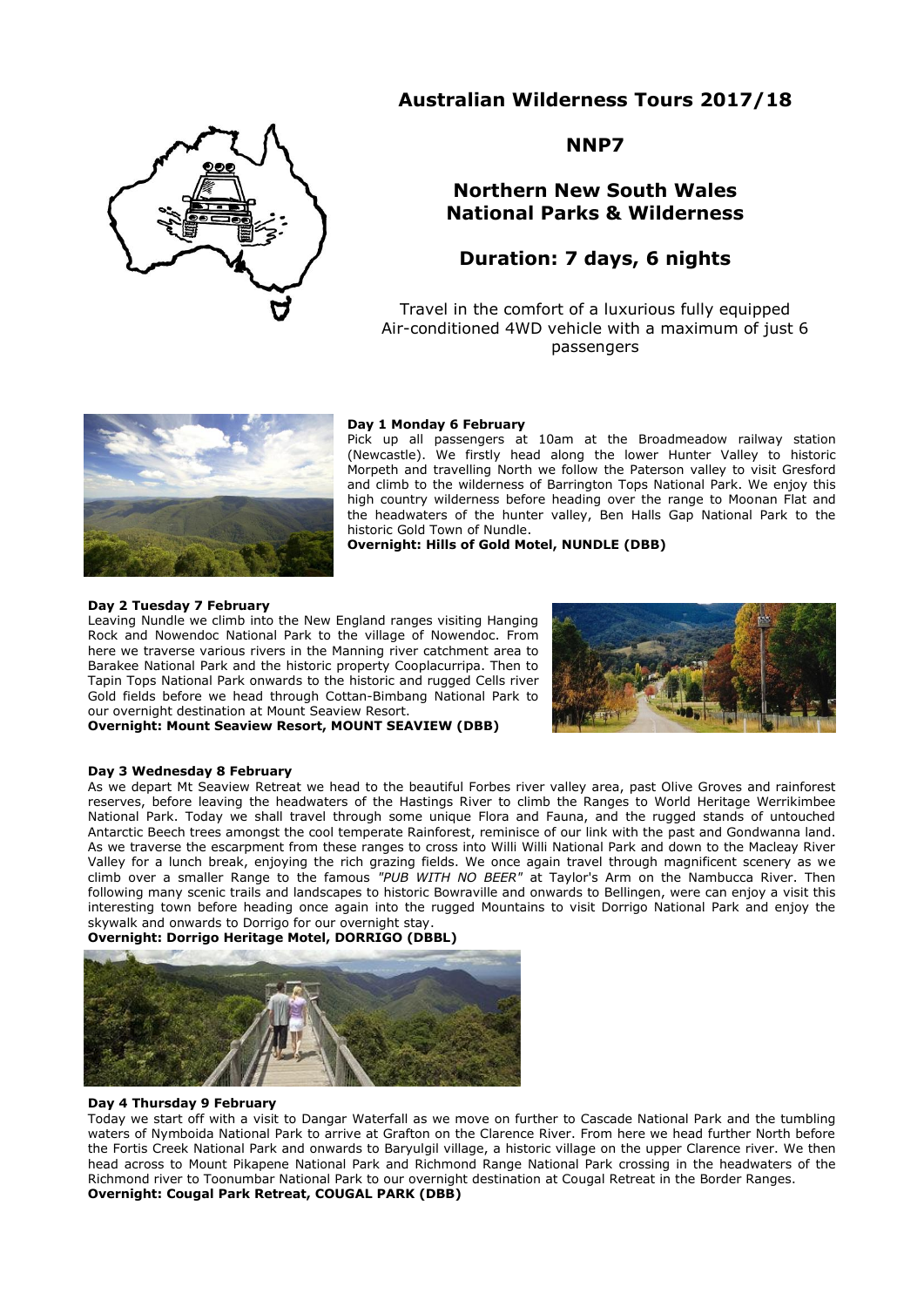# Australian Wilderness Tours 2017/18

## NNP7

## Northern New South Wales National Parks & Wilderness

## Duration: 7 days, 6 nights

Travel in the comfort of a luxurious fully equipped Air-conditioned 4WD vehicle with a maximum of just 6 passengers

**Day 1 Monday 6 February**

Pick up all passengers at 10am at the Broadmeadow railway station (Newcastle). We firstly head along the lower Hunter Valley to historic Morpeth and travelling North we follow the Paterson valley to visit Gresford and climb to the wilderness of Barrington Tops National Park. We enjoy this high country wilderness before heading over the range to Moonan Flat and the headwaters of the hunter valley, Ben Halls Gap National Park to the historic Gold Town of Nundle.

**Overnight: Hills of Gold Motel, NUNDLE (DBB)**

**Day 2 Tuesday 7 February**

Leaving Nundle we climb into the New England ranges visiting Hanging Rock and Nowendoc National Park to the village of Nowendoc. From here we traverse various rivers in the Manning river catchment area to Barakee National Park and the historic property Cooplacurripa. Then to Tapin Tops National Park onwards to the historic and rugged Cells river Gold fields before we head through Cottan-Bimbang National Park to our overnight destination at Mount Seaview Resort.

**Overnight: Mount Seaview Resort, MOUNT SEAVIEW (DBB)**

**Day 3 Wednesday 8 February**

As we depart Mt Seaview Retreat we head to the beautiful Forbes river valley area, past Olive Groves and rainforest reserves, before leaving the headwaters of the Hastings River to climb the Ranges to World Heritage Werrikimbee National Park. Today we shall travel through some unique Flora and Fauna, and the rugged stands of untouched Antarctic Beech trees amongst the cool temperate Rainforest, reminisce of our link with the past and Gondwanna land. As we traverse the escarpment from these ranges to cross into Willi Willi National Park and down to the Macleay River Valley for a lunch break, enjoying the rich grazing fields. We once again travel through magnificent scenery as we climb over a smaller Range to the famous *"PUB WITH NO BEER"* at Taylor's Arm on the Nambucca River. Then following many scenic trails and landscapes to historic Bowraville and onwards to Bellingen, were can enjoy a visit this interesting town before heading once again into the rugged Mountains to visit Dorrigo National Park and enjoy the skywalk and onwards to Dorrigo for our overnight stay.

**Overnight: Dorrigo Heritage Motel, DORRIGO (DBBL)**

**Day 4 Thursday 9 February**

Today we start off with a visit to Dangar Waterfall as we move on further to Cascade National Park and the tumbling waters of Nymboida National Park to arrive at Grafton on the Clarence River. From here we head further North before the Fortis Creek National Park and onwards to Baryulgil village, a historic village on the upper Clarence river. We then head across to Mount Pikapene National Park and Richmond Range National Park crossing in the headwaters of the Richmond river to Toonumbar National Park to our overnight destination at Cougal Retreat in the Border Ranges.

**Overnight: Cougal Park Retreat, COUGAL PARK (DBB)**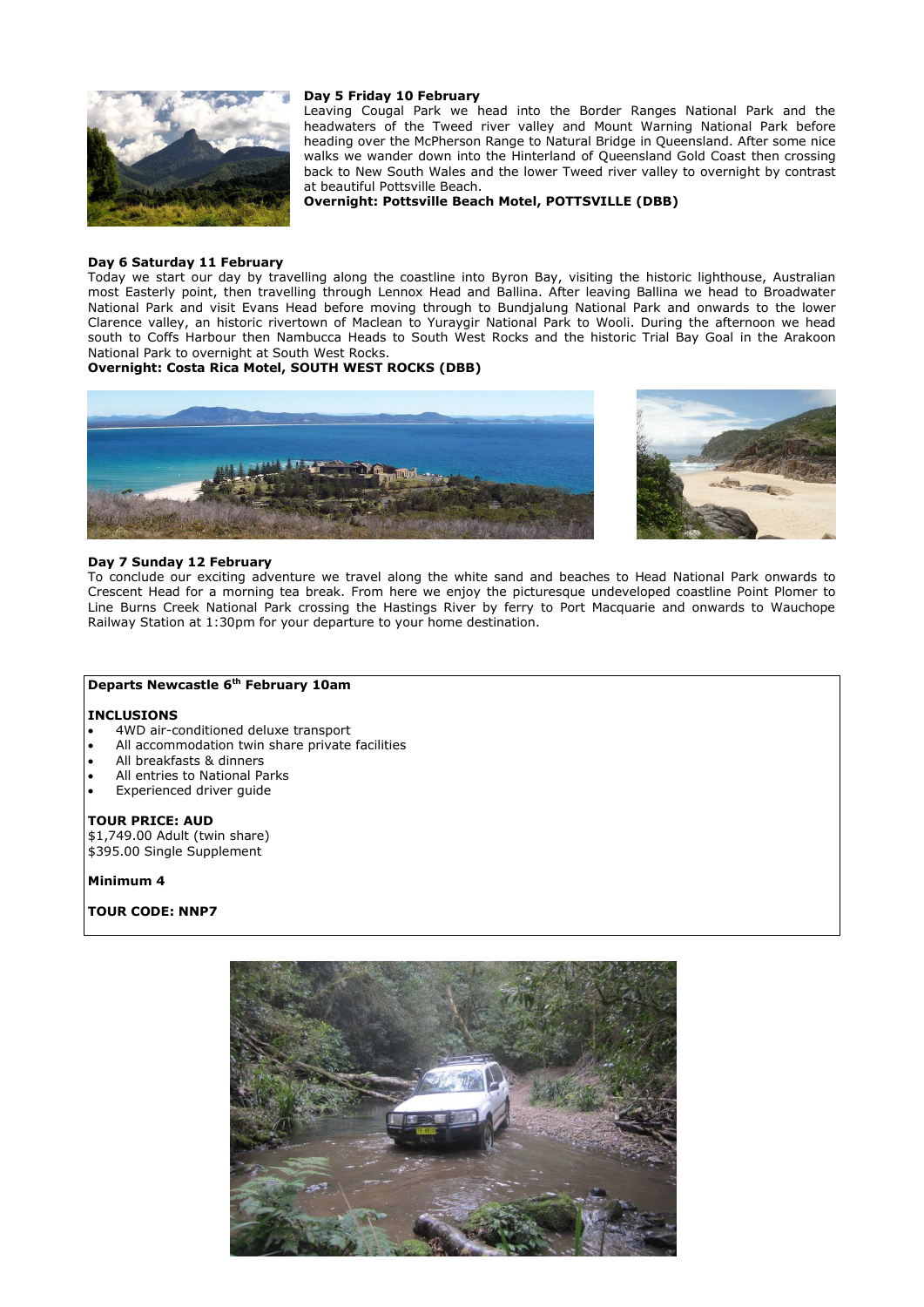**Day 5 Friday 10 February**

Leaving Cougal Park we head into the Border Ranges National Park and the headwaters of the Tweed river valley and Mount Warning National Park before heading over the McPherson Range to Natural Bridge in Queensland. After some nice walks we wander down into the Hinterland of Queensland Gold Coast then crossing back to New South Wales and the lower Tweed river valley to overnight by contrast at beautiful Pottsville Beach.

**Overnight: Pottsville Beach Motel, POTTSVILLE (DBB)**

**Day 6 Saturday 11 February**

Today we start our day by travelling along the coastline into Byron Bay, visiting the historic lighthouse, Australian most Easterly point, then travelling through Lennox Head and Ballina. After leaving Ballina we head to Broadwater National Park and visit Evans Head before moving through to Bundjalung National Park and onwards to the lower Clarence valley, an historic rivertown of Maclean to Yuraygir National Park to Wooli. During the afternoon we head south to Coffs Harbour then Nambucca Heads to South West Rocks and the historic Trial Bay Goal in the Arakoon National Park to overnight at South West Rocks.

**Overnight: Costa Rica Motel, SOUTH WEST ROCKS (DBB)**

**Day 7 Sunday 12 February**

To conclude our exciting adventure we travel along the white sand and beaches to Head National Park onwards to Crescent Head for a morning tea break. From here we enjoy the picturesque undeveloped coastline Point Plomer to Line Burns Creek National Park crossing the Hastings River by ferry to Port Macquarie and onwards to Wauchope Railway Station at 1:30pm for your departure to your home destination.

**Departs Newcastle 6th February 10am**

**INCLUSIONS**

- 4WD air-conditioned deluxe transport
- All accommodation twin share private facilities
- All breakfasts & dinners
- All entries to National Parks
- Experienced driver guide

**TOUR PRICE: AUD**
$1,749.00 Adult (twin share)
$395.00 Single Supplement

**Minimum 4**

**TOUR CODE: NNP7**